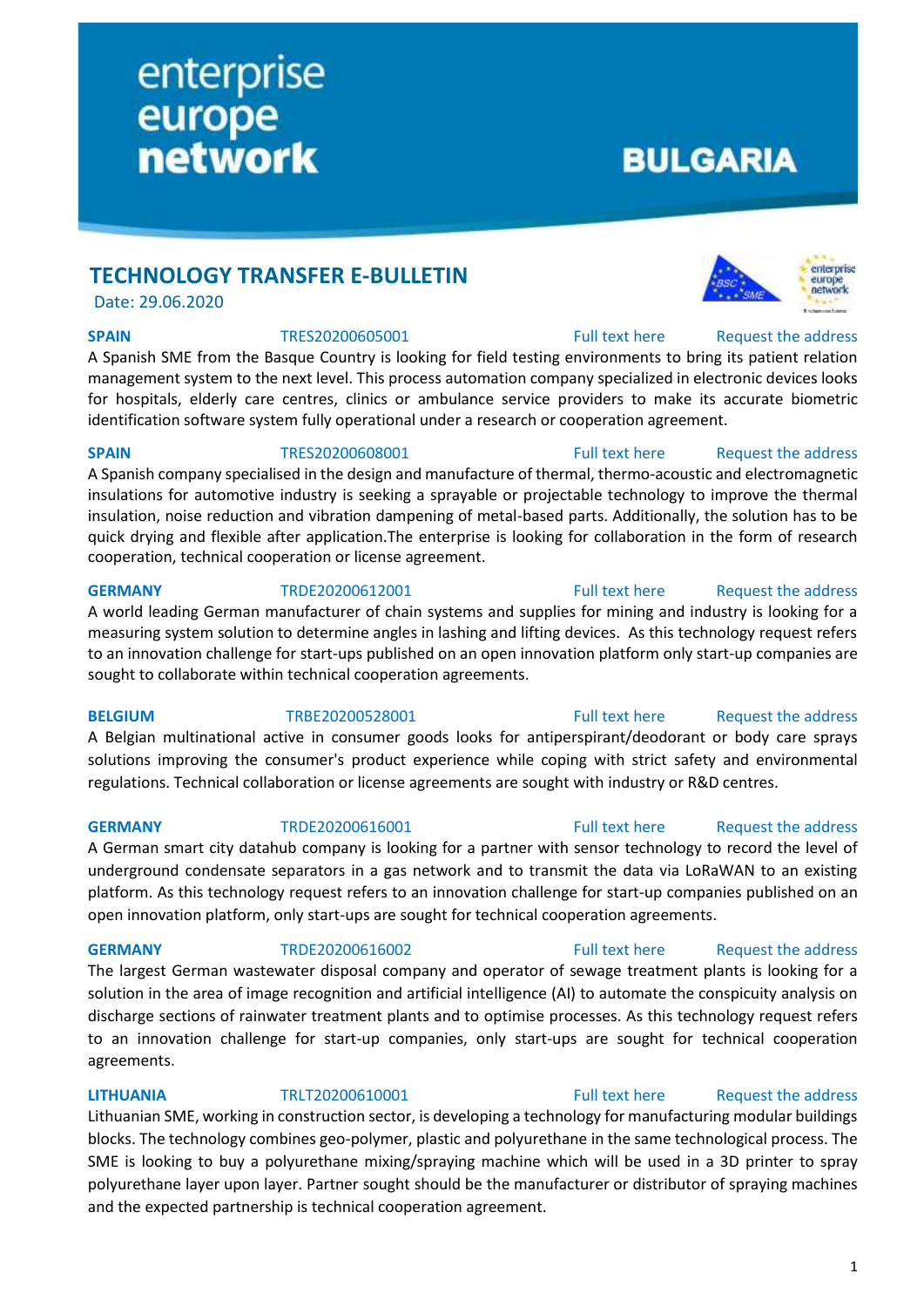enterprise europe network

BULGARIA

## TECHNOLOGY TRANSFER E-BULLETIN

Date: 29.06.2020

**SPAIN** TRES20200605001 Full text here Request the address

A Spanish SME from the Basque Country is looking for field testing environments to bring its patient relation management system to the next level. This process automation company specialized in electronic devices looks for hospitals, elderly care centres, clinics or ambulance service providers to make its accurate biometric identification software system fully operational under a research or cooperation agreement.

**SPAIN** TRES20200608001 Full text here Request the address

A Spanish company specialised in the design and manufacture of thermal, thermo-acoustic and electromagnetic insulations for automotive industry is seeking a sprayable or projectable technology to improve the thermal insulation, noise reduction and vibration dampening of metal-based parts. Additionally, the solution has to be quick drying and flexible after application.The enterprise is looking for collaboration in the form of research cooperation, technical cooperation or license agreement.

**GERMANY** TRDE20200612001 Full text here Request the address

A world leading German manufacturer of chain systems and supplies for mining and industry is looking for a measuring system solution to determine angles in lashing and lifting devices. As this technology request refers to an innovation challenge for start-ups published on an open innovation platform only start-up companies are sought to collaborate within technical cooperation agreements.

**BELGIUM** TRBE20200528001 Full text here Request the address

A Belgian multinational active in consumer goods looks for antiperspirant/deodorant or body care sprays solutions improving the consumer's product experience while coping with strict safety and environmental regulations. Technical collaboration or license agreements are sought with industry or R&D centres.

**GERMANY** TRDE20200616001 Full text here Request the address

A German smart city datahub company is looking for a partner with sensor technology to record the level of underground condensate separators in a gas network and to transmit the data via LoRaWAN to an existing platform. As this technology request refers to an innovation challenge for start-up companies published on an open innovation platform, only start-ups are sought for technical cooperation agreements.

**GERMANY** TRDE20200616002 Full text here Request the address

The largest German wastewater disposal company and operator of sewage treatment plants is looking for a solution in the area of image recognition and artificial intelligence (AI) to automate the conspicuity analysis on discharge sections of rainwater treatment plants and to optimise processes. As this technology request refers to an innovation challenge for start-up companies, only start-ups are sought for technical cooperation agreements.

**LITHUANIA** TRLT20200610001 Full text here Request the address

Lithuanian SME, working in construction sector, is developing a technology for manufacturing modular buildings blocks. The technology combines geo-polymer, plastic and polyurethane in the same technological process. The SME is looking to buy a polyurethane mixing/spraying machine which will be used in a 3D printer to spray polyurethane layer upon layer. Partner sought should be the manufacturer or distributor of spraying machines and the expected partnership is technical cooperation agreement.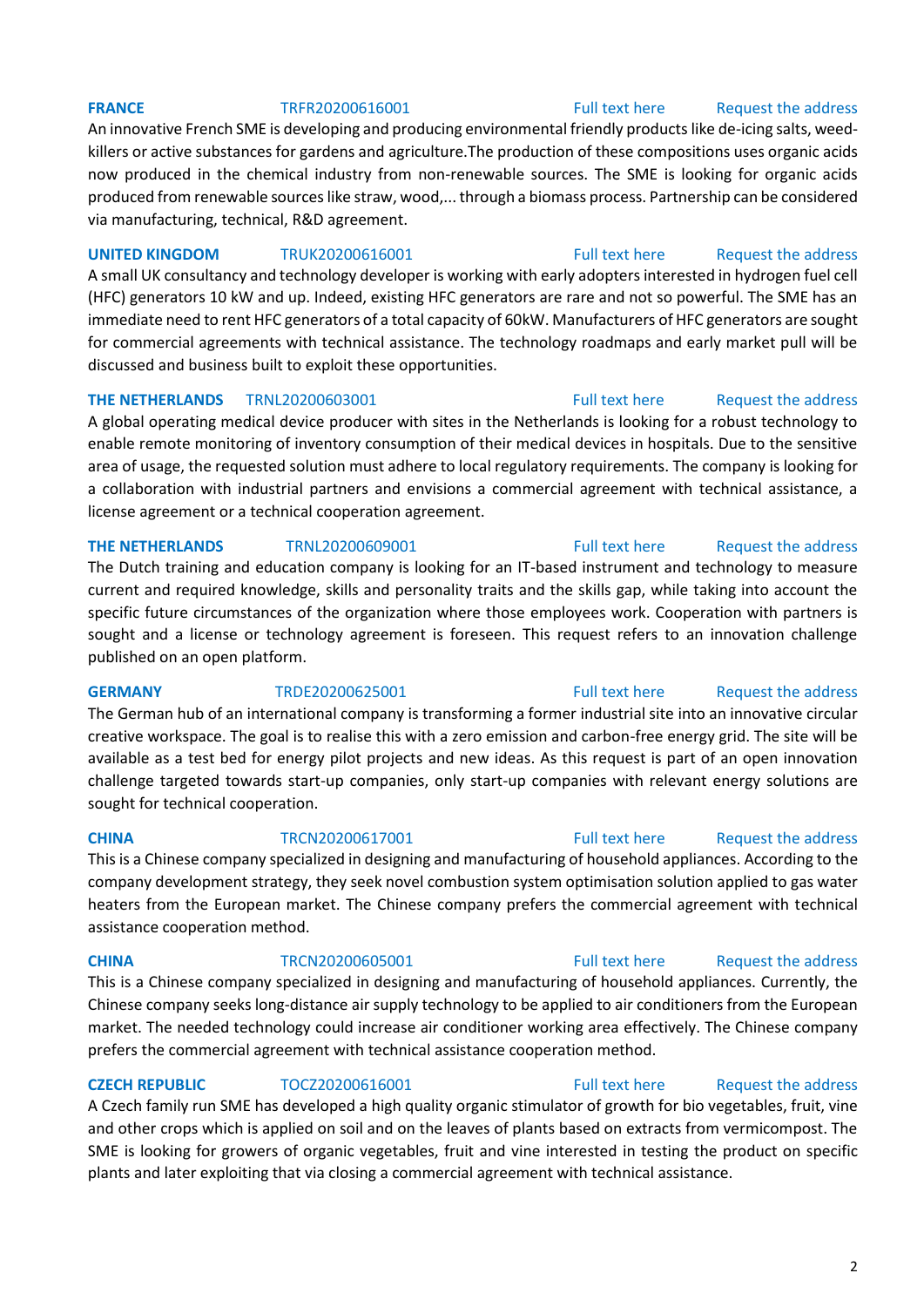**FRANCE** TRFR20200616001 Full text here Request the address

An innovative French SME is developing and producing environmental friendly products like de-icing salts, weed-killers or active substances for gardens and agriculture.The production of these compositions uses organic acids now produced in the chemical industry from non-renewable sources. The SME is looking for organic acids produced from renewable sources like straw, wood,... through a biomass process. Partnership can be considered via manufacturing, technical, R&D agreement.

**UNITED KINGDOM** TRUK20200616001 Full text here Request the address

A small UK consultancy and technology developer is working with early adopters interested in hydrogen fuel cell (HFC) generators 10 kW and up. Indeed, existing HFC generators are rare and not so powerful. The SME has an immediate need to rent HFC generators of a total capacity of 60kW. Manufacturers of HFC generators are sought for commercial agreements with technical assistance. The technology roadmaps and early market pull will be discussed and business built to exploit these opportunities.

**THE NETHERLANDS** TRNL20200603001 Full text here Request the address

A global operating medical device producer with sites in the Netherlands is looking for a robust technology to enable remote monitoring of inventory consumption of their medical devices in hospitals. Due to the sensitive area of usage, the requested solution must adhere to local regulatory requirements. The company is looking for a collaboration with industrial partners and envisions a commercial agreement with technical assistance, a license agreement or a technical cooperation agreement.

**THE NETHERLANDS** TRNL20200609001 Full text here Request the address

The Dutch training and education company is looking for an IT-based instrument and technology to measure current and required knowledge, skills and personality traits and the skills gap, while taking into account the specific future circumstances of the organization where those employees work. Cooperation with partners is sought and a license or technology agreement is foreseen. This request refers to an innovation challenge published on an open platform.

**GERMANY** TRDE20200625001 Full text here Request the address

The German hub of an international company is transforming a former industrial site into an innovative circular creative workspace. The goal is to realise this with a zero emission and carbon-free energy grid. The site will be available as a test bed for energy pilot projects and new ideas. As this request is part of an open innovation challenge targeted towards start-up companies, only start-up companies with relevant energy solutions are sought for technical cooperation.

**CHINA** TRCN20200617001 Full text here Request the address

This is a Chinese company specialized in designing and manufacturing of household appliances. According to the company development strategy, they seek novel combustion system optimisation solution applied to gas water heaters from the European market. The Chinese company prefers the commercial agreement with technical assistance cooperation method.

**CHINA** TRCN20200605001 Full text here Request the address

This is a Chinese company specialized in designing and manufacturing of household appliances. Currently, the Chinese company seeks long-distance air supply technology to be applied to air conditioners from the European market. The needed technology could increase air conditioner working area effectively. The Chinese company prefers the commercial agreement with technical assistance cooperation method.

**CZECH REPUBLIC** TOCZ20200616001 Full text here Request the address

A Czech family run SME has developed a high quality organic stimulator of growth for bio vegetables, fruit, vine and other crops which is applied on soil and on the leaves of plants based on extracts from vermicompost. The SME is looking for growers of organic vegetables, fruit and vine interested in testing the product on specific plants and later exploiting that via closing a commercial agreement with technical assistance.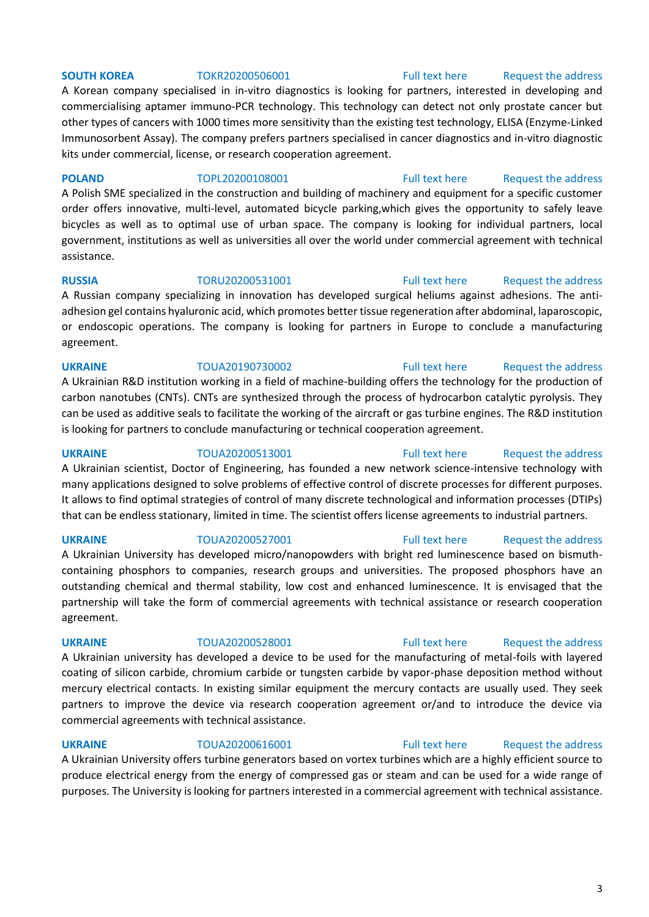**SOUTH KOREA** TOKR20200506001 Full text here Request the address

A Korean company specialised in in-vitro diagnostics is looking for partners, interested in developing and commercialising aptamer immuno-PCR technology. This technology can detect not only prostate cancer but other types of cancers with 1000 times more sensitivity than the existing test technology, ELISA (Enzyme-Linked Immunosorbent Assay). The company prefers partners specialised in cancer diagnostics and in-vitro diagnostic kits under commercial, license, or research cooperation agreement.

**POLAND** TOPL20200108001 Full text here Request the address

A Polish SME specialized in the construction and building of machinery and equipment for a specific customer order offers innovative, multi-level, automated bicycle parking,which gives the opportunity to safely leave bicycles as well as to optimal use of urban space. The company is looking for individual partners, local government, institutions as well as universities all over the world under commercial agreement with technical assistance.

**RUSSIA** TORU20200531001 Full text here Request the address

A Russian company specializing in innovation has developed surgical heliums against adhesions. The anti-adhesion gel contains hyaluronic acid, which promotes better tissue regeneration after abdominal, laparoscopic, or endoscopic operations. The company is looking for partners in Europe to conclude a manufacturing agreement.

**UKRAINE** TOUA20190730002 Full text here Request the address

A Ukrainian R&D institution working in a field of machine-building offers the technology for the production of carbon nanotubes (CNTs). CNTs are synthesized through the process of hydrocarbon catalytic pyrolysis. They can be used as additive seals to facilitate the working of the aircraft or gas turbine engines. The R&D institution is looking for partners to conclude manufacturing or technical cooperation agreement.

**UKRAINE** TOUA20200513001 Full text here Request the address

A Ukrainian scientist, Doctor of Engineering, has founded a new network science-intensive technology with many applications designed to solve problems of effective control of discrete processes for different purposes. It allows to find optimal strategies of control of many discrete technological and information processes (DTIPs) that can be endless stationary, limited in time. The scientist offers license agreements to industrial partners.

**UKRAINE** TOUA20200527001 Full text here Request the address

A Ukrainian University has developed micro/nanopowders with bright red luminescence based on bismuth-containing phosphors to companies, research groups and universities. The proposed phosphors have an outstanding chemical and thermal stability, low cost and enhanced luminescence. It is envisaged that the partnership will take the form of commercial agreements with technical assistance or research cooperation agreement.

**UKRAINE** TOUA20200528001 Full text here Request the address

A Ukrainian university has developed a device to be used for the manufacturing of metal-foils with layered coating of silicon carbide, chromium carbide or tungsten carbide by vapor-phase deposition method without mercury electrical contacts. In existing similar equipment the mercury contacts are usually used. They seek partners to improve the device via research cooperation agreement or/and to introduce the device via commercial agreements with technical assistance.

**UKRAINE** TOUA20200616001 Full text here Request the address

A Ukrainian University offers turbine generators based on vortex turbines which are a highly efficient source to produce electrical energy from the energy of compressed gas or steam and can be used for a wide range of purposes. The University is looking for partners interested in a commercial agreement with technical assistance.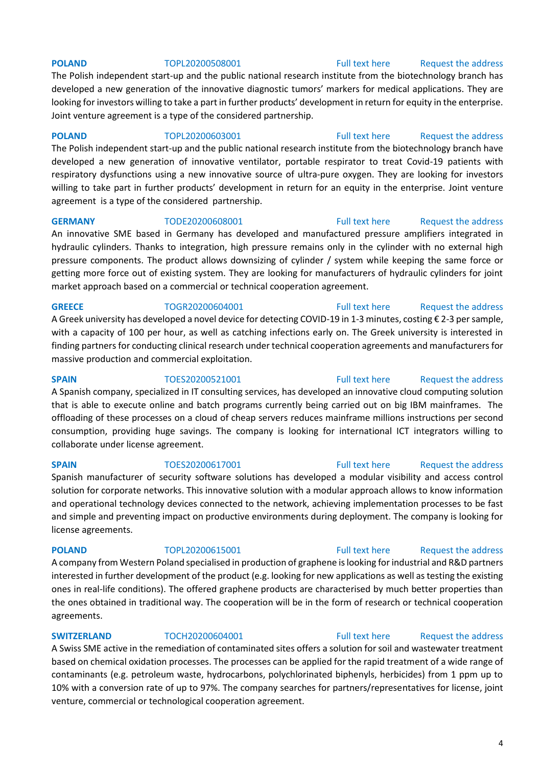**POLAND** TOPL20200508001 Full text here Request the address

The Polish independent start-up and the public national research institute from the biotechnology branch has developed a new generation of the innovative diagnostic tumors' markers for medical applications. They are looking for investors willing to take a part in further products' development in return for equity in the enterprise. Joint venture agreement is a type of the considered partnership.

**POLAND** TOPL20200603001 Full text here Request the address

The Polish independent start-up and the public national research institute from the biotechnology branch have developed a new generation of innovative ventilator, portable respirator to treat Covid-19 patients with respiratory dysfunctions using a new innovative source of ultra-pure oxygen. They are looking for investors willing to take part in further products' development in return for an equity in the enterprise. Joint venture agreement is a type of the considered partnership.

**GERMANY** TODE20200608001 Full text here Request the address

An innovative SME based in Germany has developed and manufactured pressure amplifiers integrated in hydraulic cylinders. Thanks to integration, high pressure remains only in the cylinder with no external high pressure components. The product allows downsizing of cylinder / system while keeping the same force or getting more force out of existing system. They are looking for manufacturers of hydraulic cylinders for joint market approach based on a commercial or technical cooperation agreement.

**GREECE** TOGR20200604001 Full text here Request the address

A Greek university has developed a novel device for detecting COVID-19 in 1-3 minutes, costing € 2-3 per sample, with a capacity of 100 per hour, as well as catching infections early on. The Greek university is interested in finding partners for conducting clinical research under technical cooperation agreements and manufacturers for massive production and commercial exploitation.

**SPAIN** TOES20200521001 Full text here Request the address

A Spanish company, specialized in IT consulting services, has developed an innovative cloud computing solution that is able to execute online and batch programs currently being carried out on big IBM mainframes. The offloading of these processes on a cloud of cheap servers reduces mainframe millions instructions per second consumption, providing huge savings. The company is looking for international ICT integrators willing to collaborate under license agreement.

**SPAIN** TOES20200617001 Full text here Request the address

Spanish manufacturer of security software solutions has developed a modular visibility and access control solution for corporate networks. This innovative solution with a modular approach allows to know information and operational technology devices connected to the network, achieving implementation processes to be fast and simple and preventing impact on productive environments during deployment. The company is looking for license agreements.

**POLAND** TOPL20200615001 Full text here Request the address

A company from Western Poland specialised in production of graphene is looking for industrial and R&D partners interested in further development of the product (e.g. looking for new applications as well as testing the existing ones in real-life conditions). The offered graphene products are characterised by much better properties than the ones obtained in traditional way. The cooperation will be in the form of research or technical cooperation agreements.

**SWITZERLAND** TOCH20200604001 Full text here Request the address

A Swiss SME active in the remediation of contaminated sites offers a solution for soil and wastewater treatment based on chemical oxidation processes. The processes can be applied for the rapid treatment of a wide range of contaminants (e.g. petroleum waste, hydrocarbons, polychlorinated biphenyls, herbicides) from 1 ppm up to 10% with a conversion rate of up to 97%. The company searches for partners/representatives for license, joint venture, commercial or technological cooperation agreement.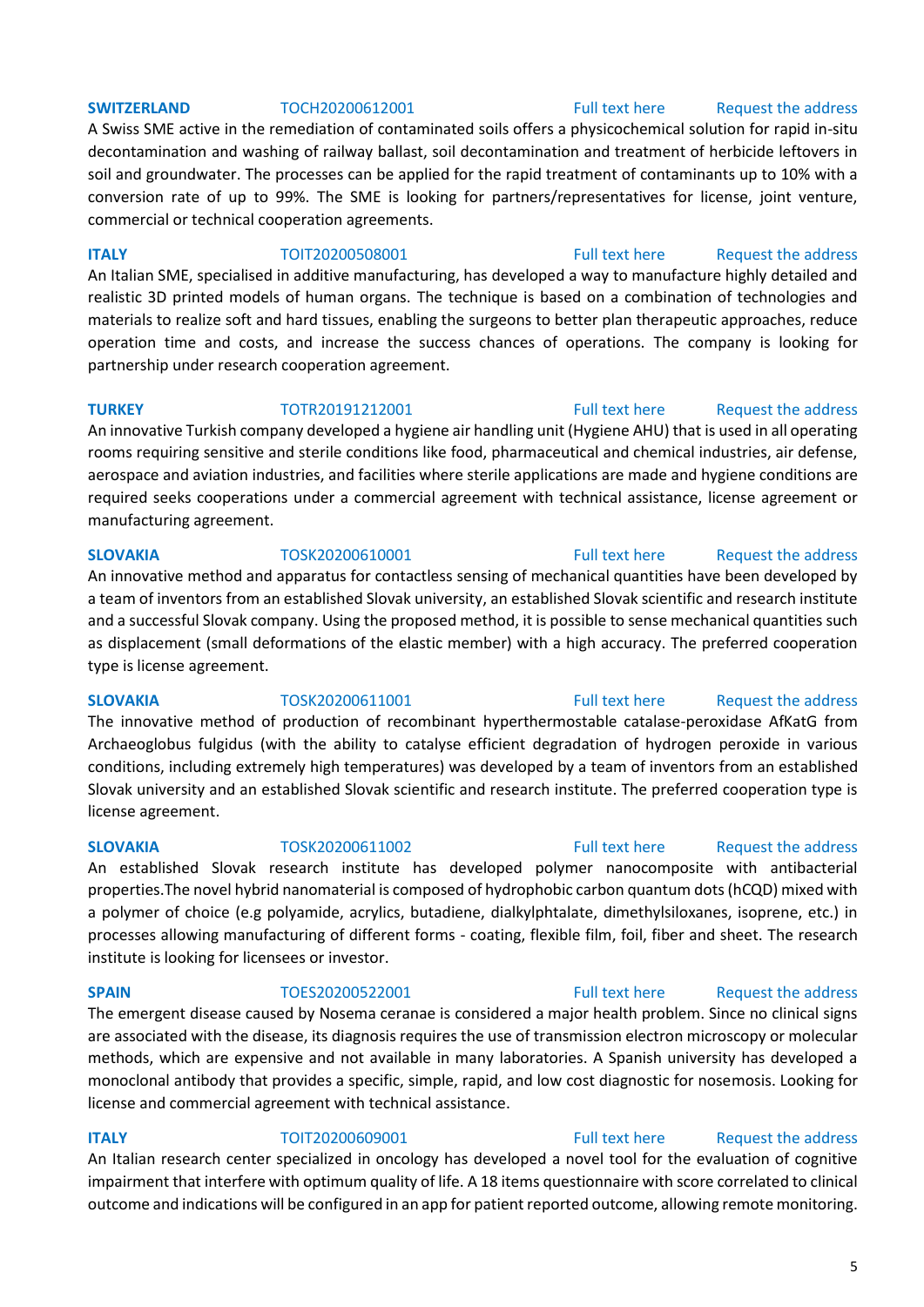**SWITZERLAND** TOCH20200612001 Full text here Request the address

A Swiss SME active in the remediation of contaminated soils offers a physicochemical solution for rapid in-situ decontamination and washing of railway ballast, soil decontamination and treatment of herbicide leftovers in soil and groundwater. The processes can be applied for the rapid treatment of contaminants up to 10% with a conversion rate of up to 99%. The SME is looking for partners/representatives for license, joint venture, commercial or technical cooperation agreements.

**ITALY** TOIT20200508001 Full text here Request the address

An Italian SME, specialised in additive manufacturing, has developed a way to manufacture highly detailed and realistic 3D printed models of human organs. The technique is based on a combination of technologies and materials to realize soft and hard tissues, enabling the surgeons to better plan therapeutic approaches, reduce operation time and costs, and increase the success chances of operations. The company is looking for partnership under research cooperation agreement.

**TURKEY** TOTR20191212001 Full text here Request the address

An innovative Turkish company developed a hygiene air handling unit (Hygiene AHU) that is used in all operating rooms requiring sensitive and sterile conditions like food, pharmaceutical and chemical industries, air defense, aerospace and aviation industries, and facilities where sterile applications are made and hygiene conditions are required seeks cooperations under a commercial agreement with technical assistance, license agreement or manufacturing agreement.

**SLOVAKIA** TOSK20200610001 Full text here Request the address

An innovative method and apparatus for contactless sensing of mechanical quantities have been developed by a team of inventors from an established Slovak university, an established Slovak scientific and research institute and a successful Slovak company. Using the proposed method, it is possible to sense mechanical quantities such as displacement (small deformations of the elastic member) with a high accuracy. The preferred cooperation type is license agreement.

**SLOVAKIA** TOSK20200611001 Full text here Request the address

The innovative method of production of recombinant hyperthermostable catalase-peroxidase AfKatG from Archaeoglobus fulgidus (with the ability to catalyse efficient degradation of hydrogen peroxide in various conditions, including extremely high temperatures) was developed by a team of inventors from an established Slovak university and an established Slovak scientific and research institute. The preferred cooperation type is license agreement.

**SLOVAKIA** TOSK20200611002 Full text here Request the address

An established Slovak research institute has developed polymer nanocomposite with antibacterial properties.The novel hybrid nanomaterial is composed of hydrophobic carbon quantum dots (hCQD) mixed with a polymer of choice (e.g polyamide, acrylics, butadiene, dialkylphtalate, dimethylsiloxanes, isoprene, etc.) in processes allowing manufacturing of different forms - coating, flexible film, foil, fiber and sheet. The research institute is looking for licensees or investor.

**SPAIN** TOES20200522001 Full text here Request the address

The emergent disease caused by Nosema ceranae is considered a major health problem. Since no clinical signs are associated with the disease, its diagnosis requires the use of transmission electron microscopy or molecular methods, which are expensive and not available in many laboratories. A Spanish university has developed a monoclonal antibody that provides a specific, simple, rapid, and low cost diagnostic for nosemosis. Looking for license and commercial agreement with technical assistance.

**ITALY** TOIT20200609001 Full text here Request the address

An Italian research center specialized in oncology has developed a novel tool for the evaluation of cognitive impairment that interfere with optimum quality of life. A 18 items questionnaire with score correlated to clinical outcome and indications will be configured in an app for patient reported outcome, allowing remote monitoring.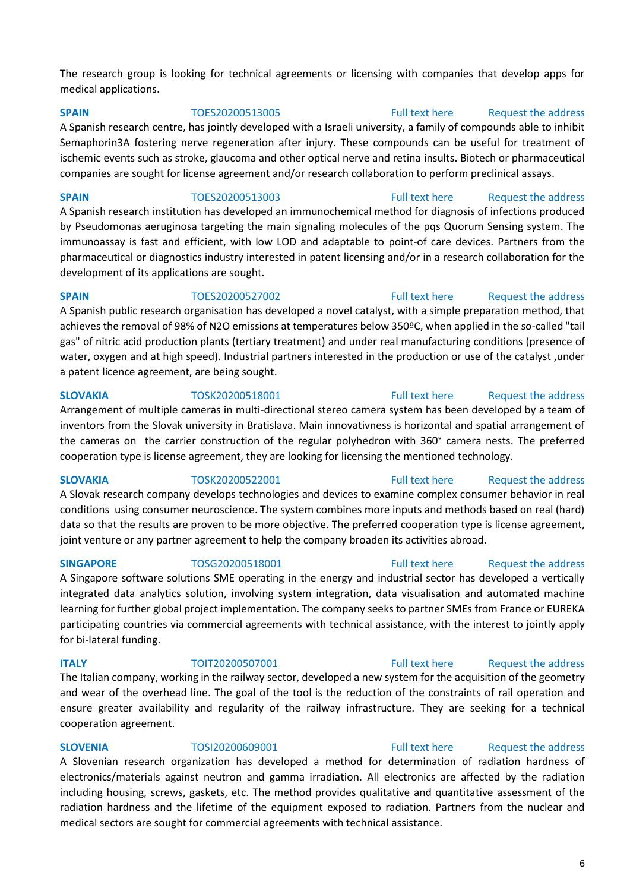The research group is looking for technical agreements or licensing with companies that develop apps for medical applications.

**SPAIN** TOES20200513005 Full text here Request the address

A Spanish research centre, has jointly developed with a Israeli university, a family of compounds able to inhibit Semaphorin3A fostering nerve regeneration after injury. These compounds can be useful for treatment of ischemic events such as stroke, glaucoma and other optical nerve and retina insults. Biotech or pharmaceutical companies are sought for license agreement and/or research collaboration to perform preclinical assays.

**SPAIN** TOES20200513003 Full text here Request the address

A Spanish research institution has developed an immunochemical method for diagnosis of infections produced by Pseudomonas aeruginosa targeting the main signaling molecules of the pqs Quorum Sensing system. The immunoassay is fast and efficient, with low LOD and adaptable to point-of care devices. Partners from the pharmaceutical or diagnostics industry interested in patent licensing and/or in a research collaboration for the development of its applications are sought.

**SPAIN** TOES20200527002 Full text here Request the address

A Spanish public research organisation has developed a novel catalyst, with a simple preparation method, that achieves the removal of 98% of $N_2O$ emissions at temperatures below 350ºC, when applied in the so-called "tail gas" of nitric acid production plants (tertiary treatment) and under real manufacturing conditions (presence of water, oxygen and at high speed). Industrial partners interested in the production or use of the catalyst ,under a patent licence agreement, are being sought.

**SLOVAKIA** TOSK20200518001 Full text here Request the address

Arrangement of multiple cameras in multi-directional stereo camera system has been developed by a team of inventors from the Slovak university in Bratislava. Main innovativness is horizontal and spatial arrangement of the cameras on the carrier construction of the regular polyhedron with 360° camera nests. The preferred cooperation type is license agreement, they are looking for licensing the mentioned technology.

**SLOVAKIA** TOSK20200522001 Full text here Request the address

A Slovak research company develops technologies and devices to examine complex consumer behavior in real conditions using consumer neuroscience. The system combines more inputs and methods based on real (hard) data so that the results are proven to be more objective. The preferred cooperation type is license agreement, joint venture or any partner agreement to help the company broaden its activities abroad.

**SINGAPORE** TOSG20200518001 Full text here Request the address

A Singapore software solutions SME operating in the energy and industrial sector has developed a vertically integrated data analytics solution, involving system integration, data visualisation and automated machine learning for further global project implementation. The company seeks to partner SMEs from France or EUREKA participating countries via commercial agreements with technical assistance, with the interest to jointly apply for bi-lateral funding.

**ITALY** TOIT20200507001 Full text here Request the address

The Italian company, working in the railway sector, developed a new system for the acquisition of the geometry and wear of the overhead line. The goal of the tool is the reduction of the constraints of rail operation and ensure greater availability and regularity of the railway infrastructure. They are seeking for a technical cooperation agreement.

**SLOVENIA** TOSI20200609001 Full text here Request the address

A Slovenian research organization has developed a method for determination of radiation hardness of electronics/materials against neutron and gamma irradiation. All electronics are affected by the radiation including housing, screws, gaskets, etc. The method provides qualitative and quantitative assessment of the radiation hardness and the lifetime of the equipment exposed to radiation. Partners from the nuclear and medical sectors are sought for commercial agreements with technical assistance.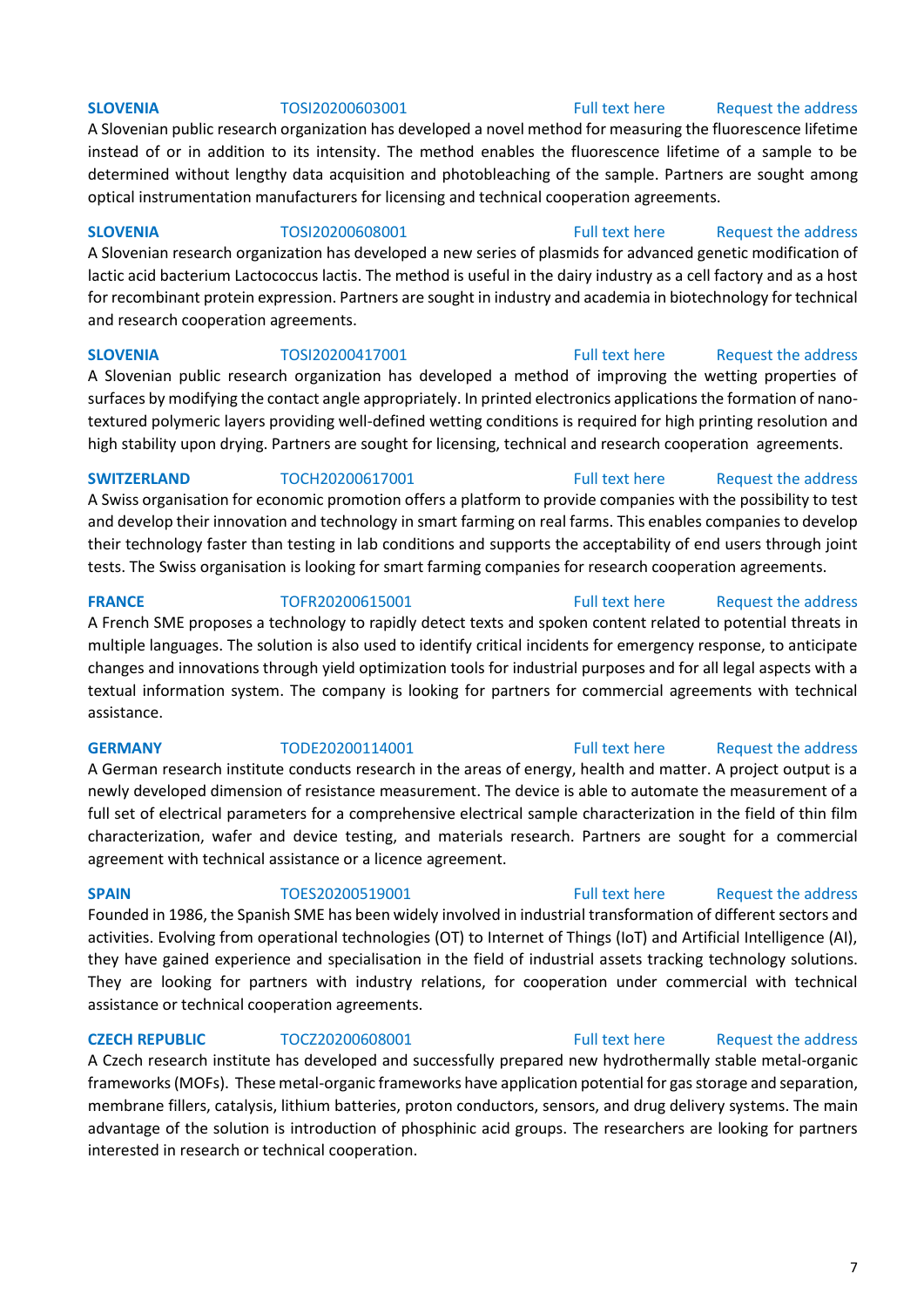**SLOVENIA** TOSI20200603001 Full text here Request the address

A Slovenian public research organization has developed a novel method for measuring the fluorescence lifetime instead of or in addition to its intensity. The method enables the fluorescence lifetime of a sample to be determined without lengthy data acquisition and photobleaching of the sample. Partners are sought among optical instrumentation manufacturers for licensing and technical cooperation agreements.

**SLOVENIA** TOSI20200608001 Full text here Request the address

A Slovenian research organization has developed a new series of plasmids for advanced genetic modification of lactic acid bacterium Lactococcus lactis. The method is useful in the dairy industry as a cell factory and as a host for recombinant protein expression. Partners are sought in industry and academia in biotechnology for technical and research cooperation agreements.

**SLOVENIA** TOSI20200417001 Full text here Request the address

A Slovenian public research organization has developed a method of improving the wetting properties of surfaces by modifying the contact angle appropriately. In printed electronics applications the formation of nano-textured polymeric layers providing well-defined wetting conditions is required for high printing resolution and high stability upon drying. Partners are sought for licensing, technical and research cooperation agreements.

**SWITZERLAND** TOCH20200617001 Full text here Request the address

A Swiss organisation for economic promotion offers a platform to provide companies with the possibility to test and develop their innovation and technology in smart farming on real farms. This enables companies to develop their technology faster than testing in lab conditions and supports the acceptability of end users through joint tests. The Swiss organisation is looking for smart farming companies for research cooperation agreements.

**FRANCE** TOFR20200615001 Full text here Request the address

A French SME proposes a technology to rapidly detect texts and spoken content related to potential threats in multiple languages. The solution is also used to identify critical incidents for emergency response, to anticipate changes and innovations through yield optimization tools for industrial purposes and for all legal aspects with a textual information system. The company is looking for partners for commercial agreements with technical assistance.

**GERMANY** TODE20200114001 Full text here Request the address

A German research institute conducts research in the areas of energy, health and matter. A project output is a newly developed dimension of resistance measurement. The device is able to automate the measurement of a full set of electrical parameters for a comprehensive electrical sample characterization in the field of thin film characterization, wafer and device testing, and materials research. Partners are sought for a commercial agreement with technical assistance or a licence agreement.

**SPAIN** TOES20200519001 Full text here Request the address

Founded in 1986, the Spanish SME has been widely involved in industrial transformation of different sectors and activities. Evolving from operational technologies (OT) to Internet of Things (IoT) and Artificial Intelligence (AI), they have gained experience and specialisation in the field of industrial assets tracking technology solutions. They are looking for partners with industry relations, for cooperation under commercial with technical assistance or technical cooperation agreements.

**CZECH REPUBLIC** TOCZ20200608001 Full text here Request the address

A Czech research institute has developed and successfully prepared new hydrothermally stable metal-organic frameworks (MOFs). These metal-organic frameworks have application potential for gas storage and separation, membrane fillers, catalysis, lithium batteries, proton conductors, sensors, and drug delivery systems. The main advantage of the solution is introduction of phosphinic acid groups. The researchers are looking for partners interested in research or technical cooperation.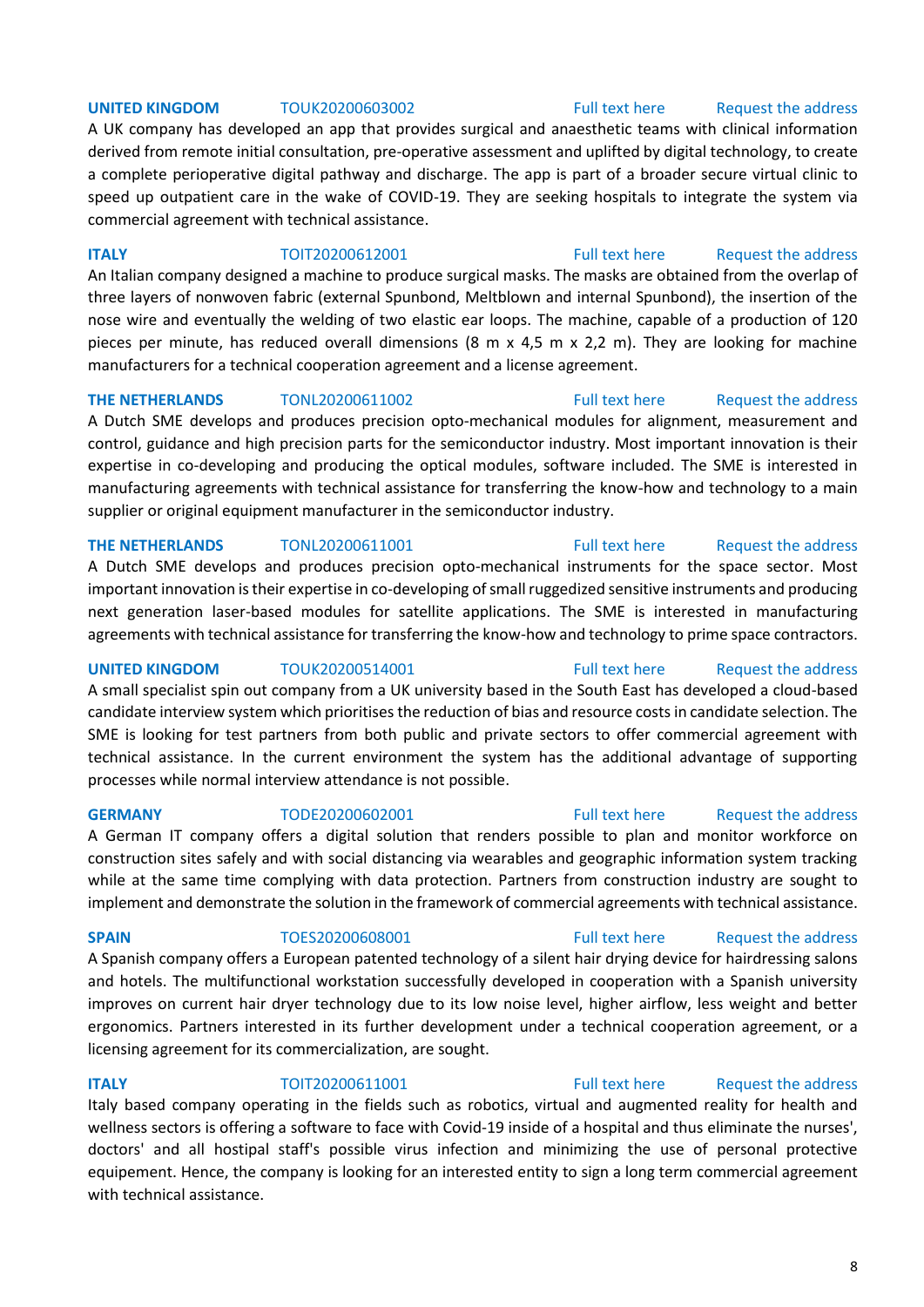**UNITED KINGDOM** TOUK20200603002 Full text here Request the address

A UK company has developed an app that provides surgical and anaesthetic teams with clinical information derived from remote initial consultation, pre-operative assessment and uplifted by digital technology, to create a complete perioperative digital pathway and discharge. The app is part of a broader secure virtual clinic to speed up outpatient care in the wake of COVID-19. They are seeking hospitals to integrate the system via commercial agreement with technical assistance.

**ITALY** TOIT20200612001 Full text here Request the address

An Italian company designed a machine to produce surgical masks. The masks are obtained from the overlap of three layers of nonwoven fabric (external Spunbond, Meltblown and internal Spunbond), the insertion of the nose wire and eventually the welding of two elastic ear loops. The machine, capable of a production of 120 pieces per minute, has reduced overall dimensions (8 m x 4,5 m x 2,2 m). They are looking for machine manufacturers for a technical cooperation agreement and a license agreement.

**THE NETHERLANDS** TONL20200611002 Full text here Request the address

A Dutch SME develops and produces precision opto-mechanical modules for alignment, measurement and control, guidance and high precision parts for the semiconductor industry. Most important innovation is their expertise in co-developing and producing the optical modules, software included. The SME is interested in manufacturing agreements with technical assistance for transferring the know-how and technology to a main supplier or original equipment manufacturer in the semiconductor industry.

**THE NETHERLANDS** TONL20200611001 Full text here Request the address

A Dutch SME develops and produces precision opto-mechanical instruments for the space sector. Most important innovation is their expertise in co-developing of small ruggedized sensitive instruments and producing next generation laser-based modules for satellite applications. The SME is interested in manufacturing agreements with technical assistance for transferring the know-how and technology to prime space contractors.

**UNITED KINGDOM** TOUK20200514001 Full text here Request the address

A small specialist spin out company from a UK university based in the South East has developed a cloud-based candidate interview system which prioritises the reduction of bias and resource costs in candidate selection. The SME is looking for test partners from both public and private sectors to offer commercial agreement with technical assistance. In the current environment the system has the additional advantage of supporting processes while normal interview attendance is not possible.

**GERMANY** TODE20200602001 Full text here Request the address

A German IT company offers a digital solution that renders possible to plan and monitor workforce on construction sites safely and with social distancing via wearables and geographic information system tracking while at the same time complying with data protection. Partners from construction industry are sought to implement and demonstrate the solution in the framework of commercial agreements with technical assistance.

**SPAIN** TOES20200608001 Full text here Request the address

A Spanish company offers a European patented technology of a silent hair drying device for hairdressing salons and hotels. The multifunctional workstation successfully developed in cooperation with a Spanish university improves on current hair dryer technology due to its low noise level, higher airflow, less weight and better ergonomics. Partners interested in its further development under a technical cooperation agreement, or a licensing agreement for its commercialization, are sought.

**ITALY** TOIT20200611001 Full text here Request the address

Italy based company operating in the fields such as robotics, virtual and augmented reality for health and wellness sectors is offering a software to face with Covid-19 inside of a hospital and thus eliminate the nurses', doctors' and all hostipal staff's possible virus infection and minimizing the use of personal protective equipement. Hence, the company is looking for an interested entity to sign a long term commercial agreement with technical assistance.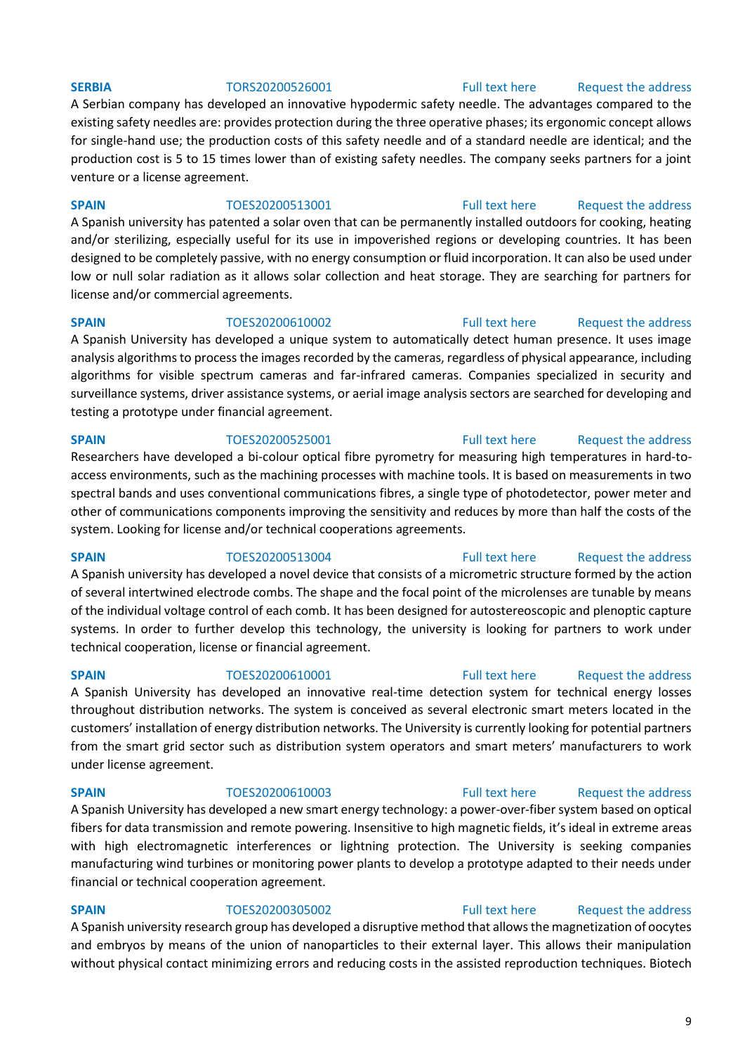**SERBIA** TORS20200526001 Full text here Request the address

A Serbian company has developed an innovative hypodermic safety needle. The advantages compared to the existing safety needles are: provides protection during the three operative phases; its ergonomic concept allows for single-hand use; the production costs of this safety needle and of a standard needle are identical; and the production cost is 5 to 15 times lower than of existing safety needles. The company seeks partners for a joint venture or a license agreement.

**SPAIN** TOES20200513001 Full text here Request the address

A Spanish university has patented a solar oven that can be permanently installed outdoors for cooking, heating and/or sterilizing, especially useful for its use in impoverished regions or developing countries. It has been designed to be completely passive, with no energy consumption or fluid incorporation. It can also be used under low or null solar radiation as it allows solar collection and heat storage. They are searching for partners for license and/or commercial agreements.

**SPAIN** TOES20200610002 Full text here Request the address

A Spanish University has developed a unique system to automatically detect human presence. It uses image analysis algorithms to process the images recorded by the cameras, regardless of physical appearance, including algorithms for visible spectrum cameras and far-infrared cameras. Companies specialized in security and surveillance systems, driver assistance systems, or aerial image analysis sectors are searched for developing and testing a prototype under financial agreement.

**SPAIN** TOES20200525001 Full text here Request the address

Researchers have developed a bi-colour optical fibre pyrometry for measuring high temperatures in hard-to-access environments, such as the machining processes with machine tools. It is based on measurements in two spectral bands and uses conventional communications fibres, a single type of photodetector, power meter and other of communications components improving the sensitivity and reduces by more than half the costs of the system. Looking for license and/or technical cooperations agreements.

**SPAIN** TOES20200513004 Full text here Request the address

A Spanish university has developed a novel device that consists of a micrometric structure formed by the action of several intertwined electrode combs. The shape and the focal point of the microlenses are tunable by means of the individual voltage control of each comb. It has been designed for autostereoscopic and plenoptic capture systems. In order to further develop this technology, the university is looking for partners to work under technical cooperation, license or financial agreement.

**SPAIN** TOES20200610001 Full text here Request the address

A Spanish University has developed an innovative real-time detection system for technical energy losses throughout distribution networks. The system is conceived as several electronic smart meters located in the customers' installation of energy distribution networks. The University is currently looking for potential partners from the smart grid sector such as distribution system operators and smart meters' manufacturers to work under license agreement.

**SPAIN** TOES20200610003 Full text here Request the address

A Spanish University has developed a new smart energy technology: a power-over-fiber system based on optical fibers for data transmission and remote powering. Insensitive to high magnetic fields, it's ideal in extreme areas with high electromagnetic interferences or lightning protection. The University is seeking companies manufacturing wind turbines or monitoring power plants to develop a prototype adapted to their needs under financial or technical cooperation agreement.

**SPAIN** TOES20200305002 Full text here Request the address

A Spanish university research group has developed a disruptive method that allows the magnetization of oocytes and embryos by means of the union of nanoparticles to their external layer. This allows their manipulation without physical contact minimizing errors and reducing costs in the assisted reproduction techniques. Biotech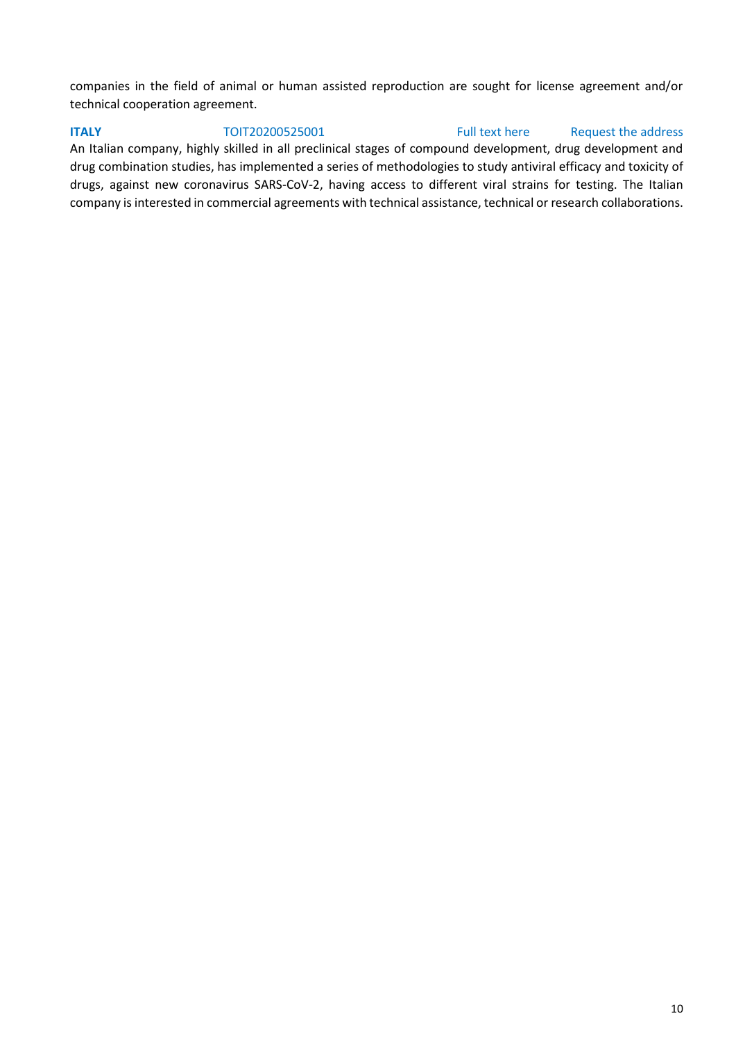companies in the field of animal or human assisted reproduction are sought for license agreement and/or technical cooperation agreement.

**ITALY** TOIT20200525001 Full text here Request the address

An Italian company, highly skilled in all preclinical stages of compound development, drug development and drug combination studies, has implemented a series of methodologies to study antiviral efficacy and toxicity of drugs, against new coronavirus SARS-CoV-2, having access to different viral strains for testing. The Italian company is interested in commercial agreements with technical assistance, technical or research collaborations.